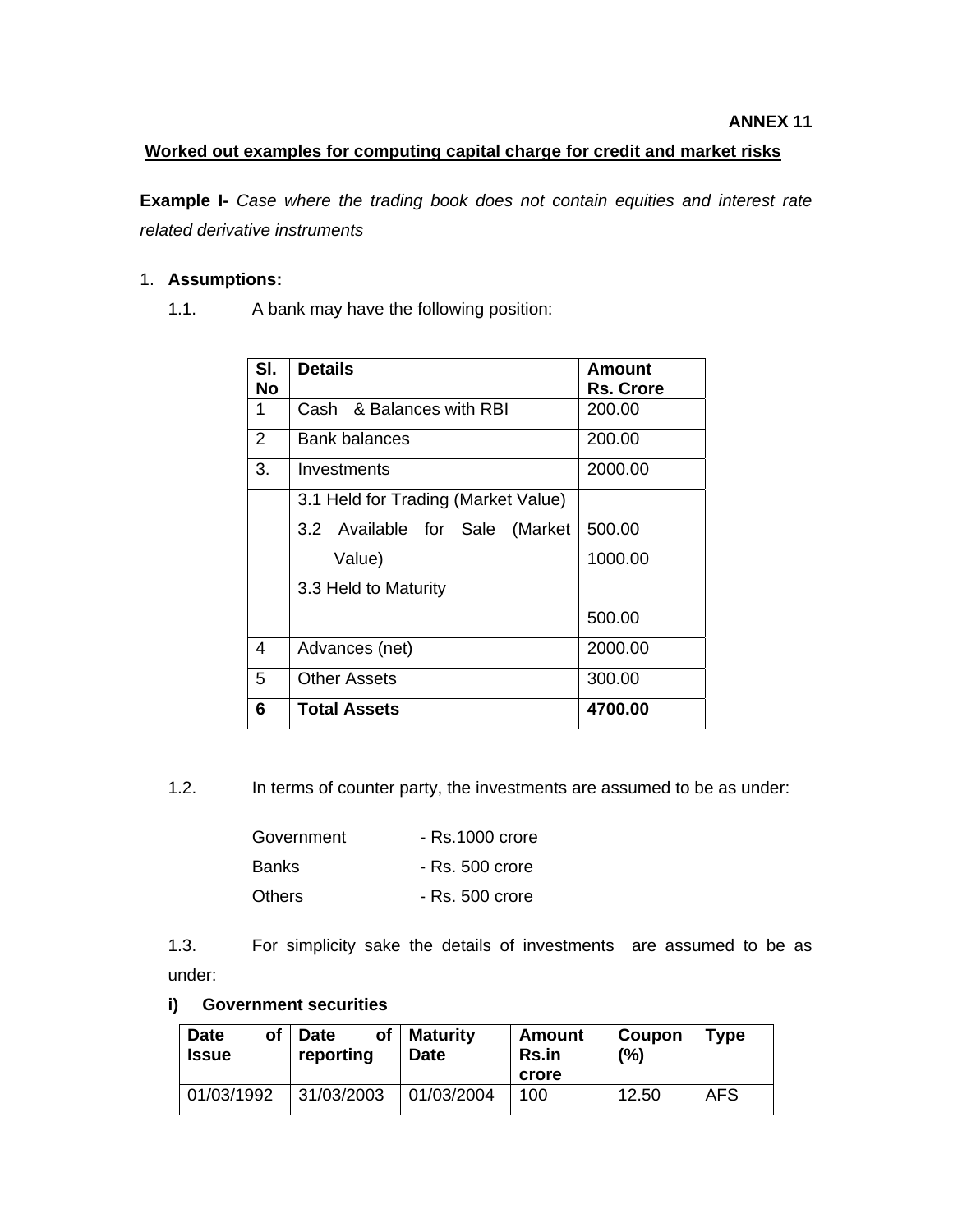**ANNEX 11**

## Worked out examples for computing capital charge for credit and market risks

**Example I-** *Case where the trading book does not contain equities and interest rate related derivative instruments*

1. **Assumptions:**

   1.1. A bank may have the following position:

| Sl. No | Details | Amount Rs. Crore |
|---|---|---|
| 1 | Cash & Balances with RBI | 200.00 |
| 2 | Bank balances | 200.00 |
| 3. | Investments | 2000.00 |
| | 3.1 Held for Trading (Market Value) | 500.00 |
| | 3.2 Available for Sale (Market Value) | 1000.00 |
| | 3.3 Held to Maturity | 500.00 |
| 4 | Advances (net) | 2000.00 |
| 5 | Other Assets | 300.00 |
| **6** | **Total Assets** | **4700.00** |

   1.2. In terms of counter party, the investments are assumed to be as under:

   Government - Rs.1000 crore

   Banks - Rs. 500 crore

   Others - Rs. 500 crore

   1.3. For simplicity sake the details of investments are assumed to be as under:

**i) Government securities**

| Date of Issue | Date of reporting | Maturity Date | Amount Rs.in crore | Coupon (%) | Type |
|---|---|---|---|---|---|
| 01/03/1992 | 31/03/2003 | 01/03/2004 | 100 | 12.50 | AFS |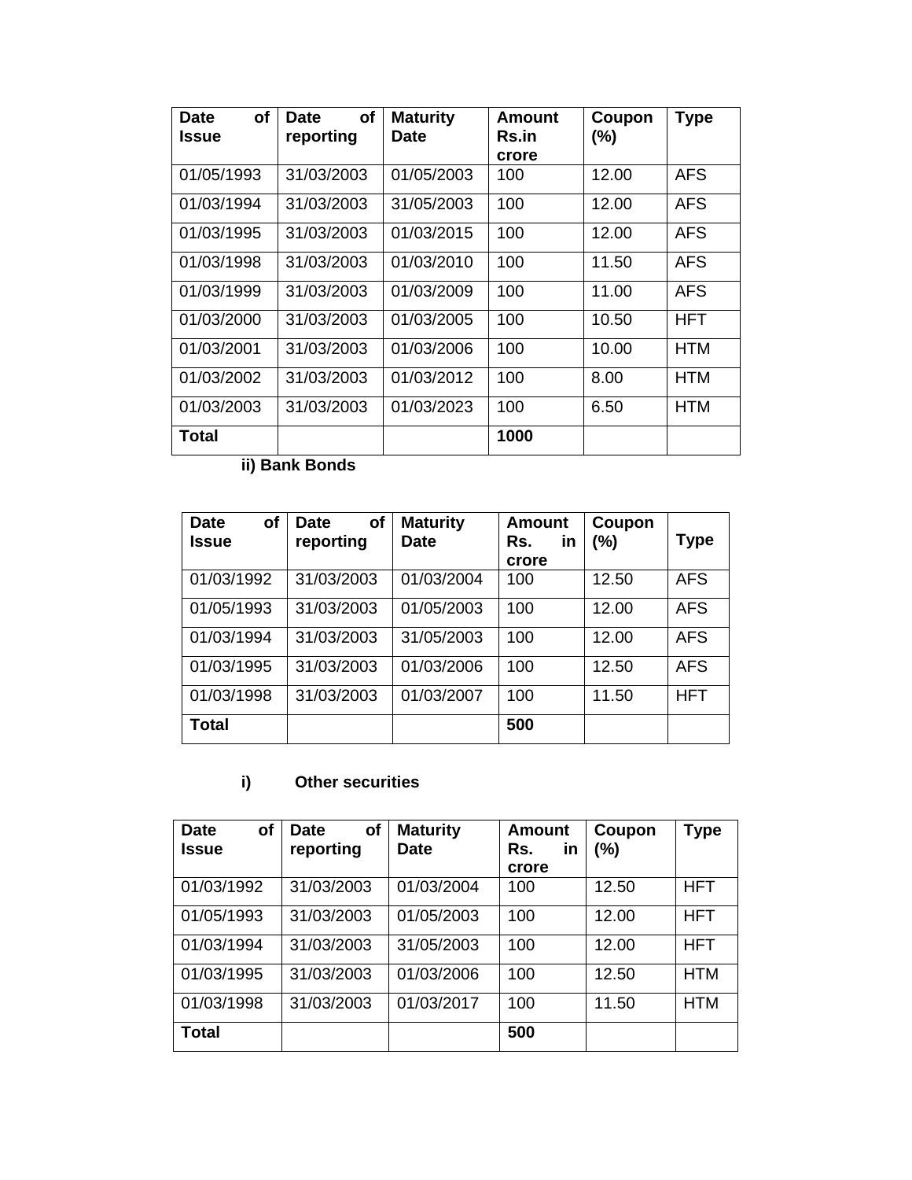| Date of Issue | Date of reporting | Maturity Date | Amount Rs.in crore | Coupon (%) | Type |
|---|---|---|---|---|---|
| 01/05/1993 | 31/03/2003 | 01/05/2003 | 100 | 12.00 | AFS |
| 01/03/1994 | 31/03/2003 | 31/05/2003 | 100 | 12.00 | AFS |
| 01/03/1995 | 31/03/2003 | 01/03/2015 | 100 | 12.00 | AFS |
| 01/03/1998 | 31/03/2003 | 01/03/2010 | 100 | 11.50 | AFS |
| 01/03/1999 | 31/03/2003 | 01/03/2009 | 100 | 11.00 | AFS |
| 01/03/2000 | 31/03/2003 | 01/03/2005 | 100 | 10.50 | HFT |
| 01/03/2001 | 31/03/2003 | 01/03/2006 | 100 | 10.00 | HTM |
| 01/03/2002 | 31/03/2003 | 01/03/2012 | 100 | 8.00 | HTM |
| 01/03/2003 | 31/03/2003 | 01/03/2023 | 100 | 6.50 | HTM |
| **Total** | | | **1000** | | |

**ii) Bank Bonds**

| Date of Issue | Date of reporting | Maturity Date | Amount Rs. in crore | Coupon (%) | Type |
|---|---|---|---|---|---|
| 01/03/1992 | 31/03/2003 | 01/03/2004 | 100 | 12.50 | AFS |
| 01/05/1993 | 31/03/2003 | 01/05/2003 | 100 | 12.00 | AFS |
| 01/03/1994 | 31/03/2003 | 31/05/2003 | 100 | 12.00 | AFS |
| 01/03/1995 | 31/03/2003 | 01/03/2006 | 100 | 12.50 | AFS |
| 01/03/1998 | 31/03/2003 | 01/03/2007 | 100 | 11.50 | HFT |
| **Total** | | | **500** | | |

**i) Other securities**

| Date of Issue | Date of reporting | Maturity Date | Amount Rs. in crore | Coupon (%) | Type |
|---|---|---|---|---|---|
| 01/03/1992 | 31/03/2003 | 01/03/2004 | 100 | 12.50 | HFT |
| 01/05/1993 | 31/03/2003 | 01/05/2003 | 100 | 12.00 | HFT |
| 01/03/1994 | 31/03/2003 | 31/05/2003 | 100 | 12.00 | HFT |
| 01/03/1995 | 31/03/2003 | 01/03/2006 | 100 | 12.50 | HTM |
| 01/03/1998 | 31/03/2003 | 01/03/2017 | 100 | 11.50 | HTM |
| **Total** | | | **500** | | |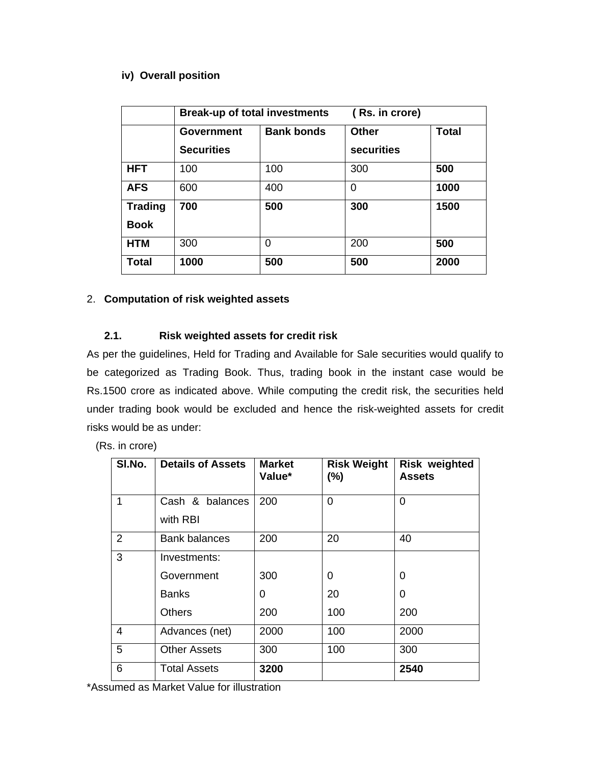**iv) Overall position**

| | Break-up of total investments ( Rs. in crore) | | | |
|---|---|---|---|---|
| | **Government Securities** | **Bank bonds** | **Other securities** | **Total** |
| **HFT** | 100 | 100 | 300 | **500** |
| **AFS** | 600 | 400 | 0 | **1000** |
| **Trading Book** | **700** | **500** | **300** | **1500** |
| **HTM** | 300 | 0 | 200 | **500** |
| **Total** | **1000** | **500** | **500** | **2000** |

## 2. Computation of risk weighted assets

### 2.1. Risk weighted assets for credit risk

As per the guidelines, Held for Trading and Available for Sale securities would qualify to be categorized as Trading Book. Thus, trading book in the instant case would be Rs.1500 crore as indicated above. While computing the credit risk, the securities held under trading book would be excluded and hence the risk-weighted assets for credit risks would be as under:

(Rs. in crore)

| Sl.No. | Details of Assets | Market Value* | Risk Weight (%) | Risk weighted Assets |
|---|---|---|---|---|
| 1 | Cash & balances with RBI | 200 | 0 | 0 |
| 2 | Bank balances | 200 | 20 | 40 |
| 3 | Investments: | | | |
| | Government | 300 | 0 | 0 |
| | Banks | 0 | 20 | 0 |
| | Others | 200 | 100 | 200 |
| 4 | Advances (net) | 2000 | 100 | 2000 |
| 5 | Other Assets | 300 | 100 | 300 |
| 6 | Total Assets | **3200** | | **2540** |

*Assumed as Market Value for illustration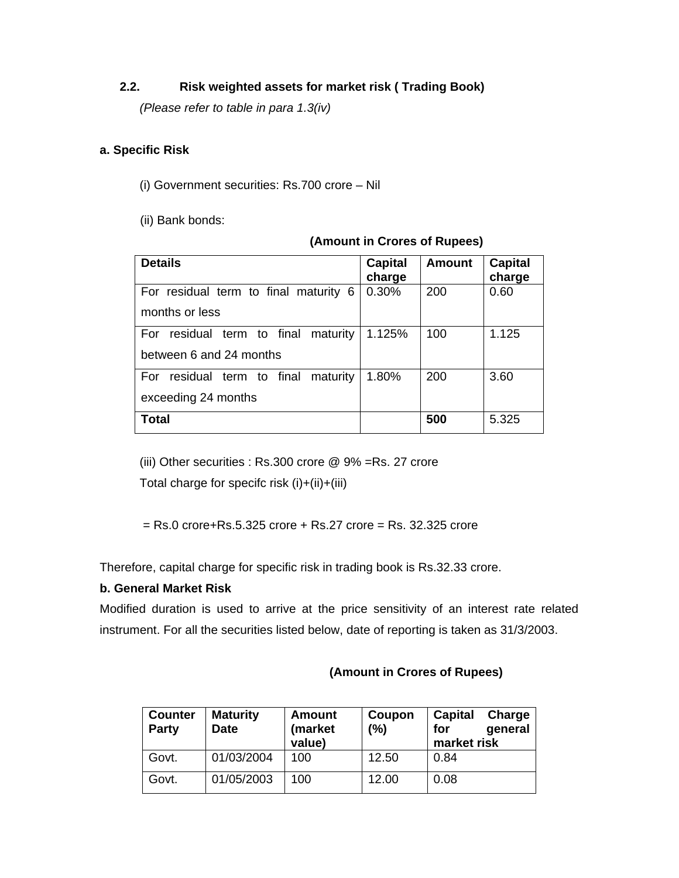## 2.2. Risk weighted assets for market risk ( Trading Book)

*(Please refer to table in para 1.3(iv)*

**a. Specific Risk**

(i) Government securities: Rs.700 crore – Nil

(ii) Bank bonds:

**(Amount in Crores of Rupees)**

| Details | Capital charge | Amount | Capital charge |
|---|---|---|---|
| For residual term to final maturity 6 months or less | 0.30% | 200 | 0.60 |
| For residual term to final maturity between 6 and 24 months | 1.125% | 100 | 1.125 |
| For residual term to final maturity exceeding 24 months | 1.80% | 200 | 3.60 |
| **Total** | | **500** | 5.325 |

(iii) Other securities : Rs.300 crore @ 9% =Rs. 27 crore

Total charge for specifc risk (i)+(ii)+(iii)

= Rs.0 crore+Rs.5.325 crore + Rs.27 crore = Rs. 32.325 crore

Therefore, capital charge for specific risk in trading book is Rs.32.33 crore.

**b. General Market Risk**

Modified duration is used to arrive at the price sensitivity of an interest rate related instrument. For all the securities listed below, date of reporting is taken as 31/3/2003.

**(Amount in Crores of Rupees)**

| Counter Party | Maturity Date | Amount (market value) | Coupon (%) | Capital Charge for general market risk |
|---|---|---|---|---|
| Govt. | 01/03/2004 | 100 | 12.50 | 0.84 |
| Govt. | 01/05/2003 | 100 | 12.00 | 0.08 |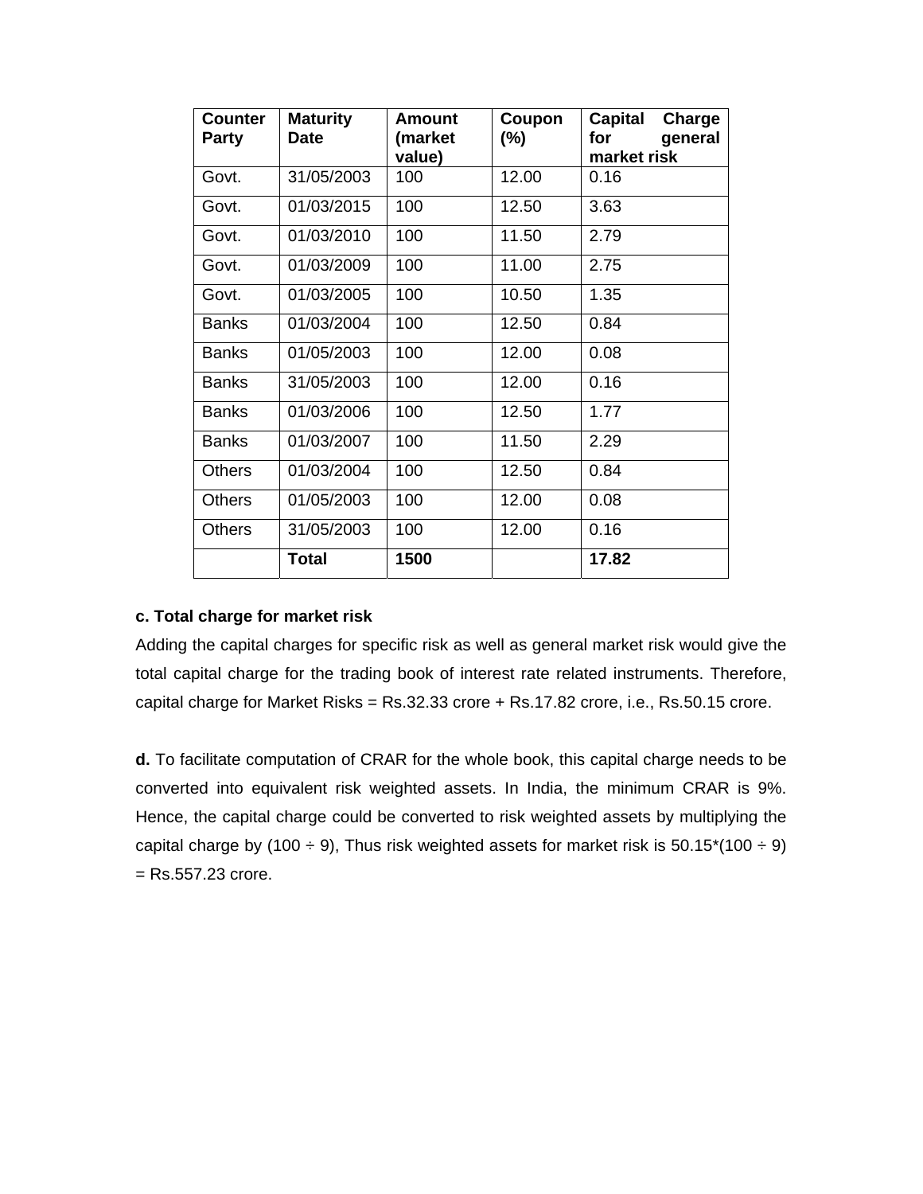| Counter Party | Maturity Date | Amount (market value) | Coupon (%) | Capital Charge for general market risk |
|---|---|---|---|---|
| Govt. | 31/05/2003 | 100 | 12.00 | 0.16 |
| Govt. | 01/03/2015 | 100 | 12.50 | 3.63 |
| Govt. | 01/03/2010 | 100 | 11.50 | 2.79 |
| Govt. | 01/03/2009 | 100 | 11.00 | 2.75 |
| Govt. | 01/03/2005 | 100 | 10.50 | 1.35 |
| Banks | 01/03/2004 | 100 | 12.50 | 0.84 |
| Banks | 01/05/2003 | 100 | 12.00 | 0.08 |
| Banks | 31/05/2003 | 100 | 12.00 | 0.16 |
| Banks | 01/03/2006 | 100 | 12.50 | 1.77 |
| Banks | 01/03/2007 | 100 | 11.50 | 2.29 |
| Others | 01/03/2004 | 100 | 12.50 | 0.84 |
| Others | 01/05/2003 | 100 | 12.00 | 0.08 |
| Others | 31/05/2003 | 100 | 12.00 | 0.16 |
| | **Total** | **1500** | | **17.82** |

**c. Total charge for market risk**

Adding the capital charges for specific risk as well as general market risk would give the total capital charge for the trading book of interest rate related instruments. Therefore, capital charge for Market Risks = Rs.32.33 crore + Rs.17.82 crore, i.e., Rs.50.15 crore.

**d.** To facilitate computation of CRAR for the whole book, this capital charge needs to be converted into equivalent risk weighted assets. In India, the minimum CRAR is 9%. Hence, the capital charge could be converted to risk weighted assets by multiplying the capital charge by (100 ÷ 9), Thus risk weighted assets for market risk is 50.15*(100 ÷ 9) = Rs.557.23 crore.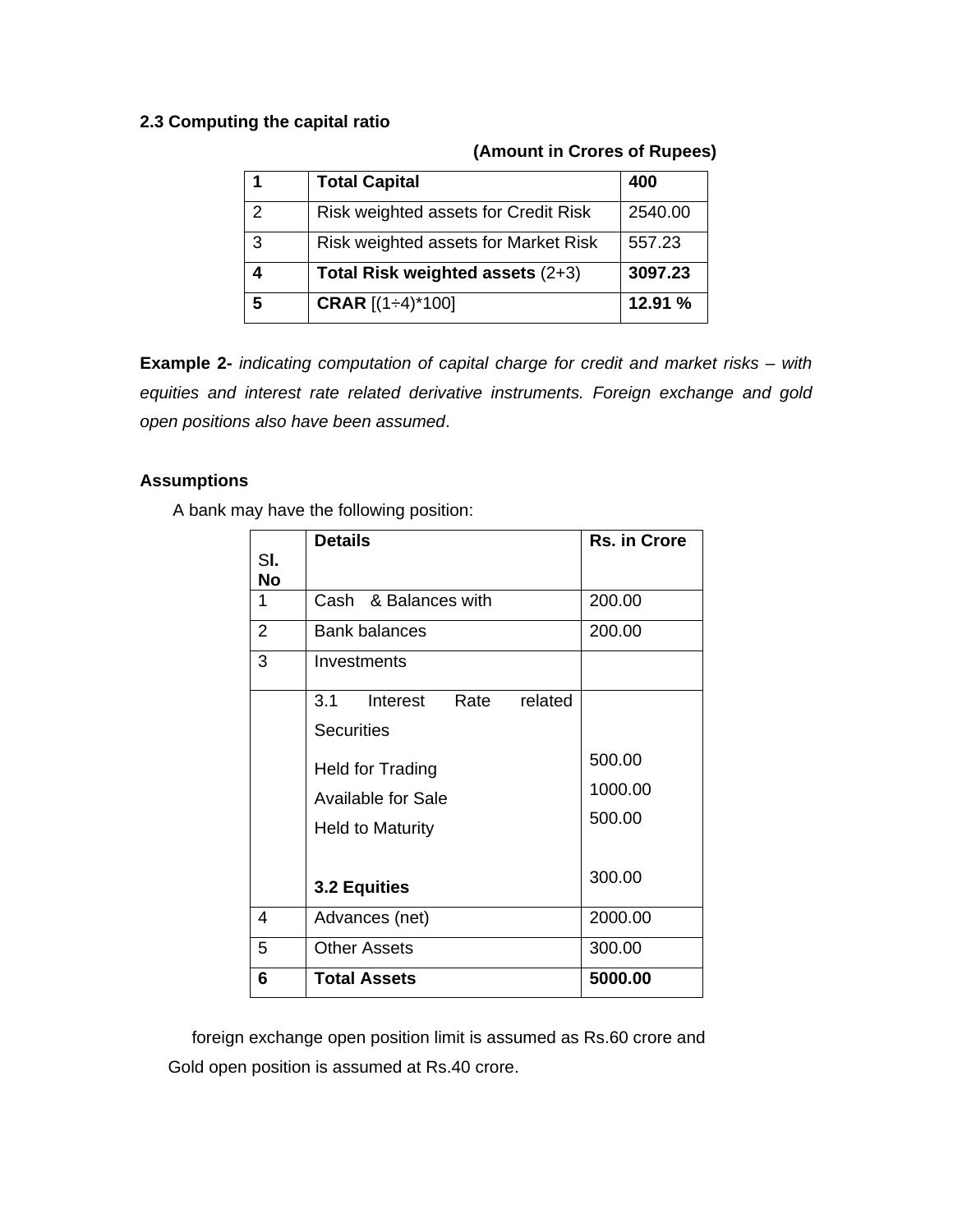**2.3 Computing the capital ratio**

**(Amount in Crores of Rupees)**

| **1** | **Total Capital** | **400** |
|---|---|---|
| 2 | Risk weighted assets for Credit Risk | 2540.00 |
| 3 | Risk weighted assets for Market Risk | 557.23 |
| **4** | **Total Risk weighted assets** (2+3) | **3097.23** |
| **5** | **CRAR** [(1÷4)*100] | **12.91 %** |

**Example 2-** *indicating computation of capital charge for credit and market risks – with equities and interest rate related derivative instruments. Foreign exchange and gold open positions also have been assumed*.

**Assumptions**

A bank may have the following position:

| Sl. No | **Details** | **Rs. in Crore** |
|---|---|---|
| 1 | Cash & Balances with | 200.00 |
| 2 | Bank balances | 200.00 |
| 3 | Investments | |
| | 3.1 Interest Rate related Securities | |
| | Held for Trading | 500.00 |
| | Available for Sale | 1000.00 |
| | Held to Maturity | 500.00 |
| | **3.2 Equities** | 300.00 |
| 4 | Advances (net) | 2000.00 |
| 5 | Other Assets | 300.00 |
| **6** | **Total Assets** | **5000.00** |

foreign exchange open position limit is assumed as Rs.60 crore and Gold open position is assumed at Rs.40 crore.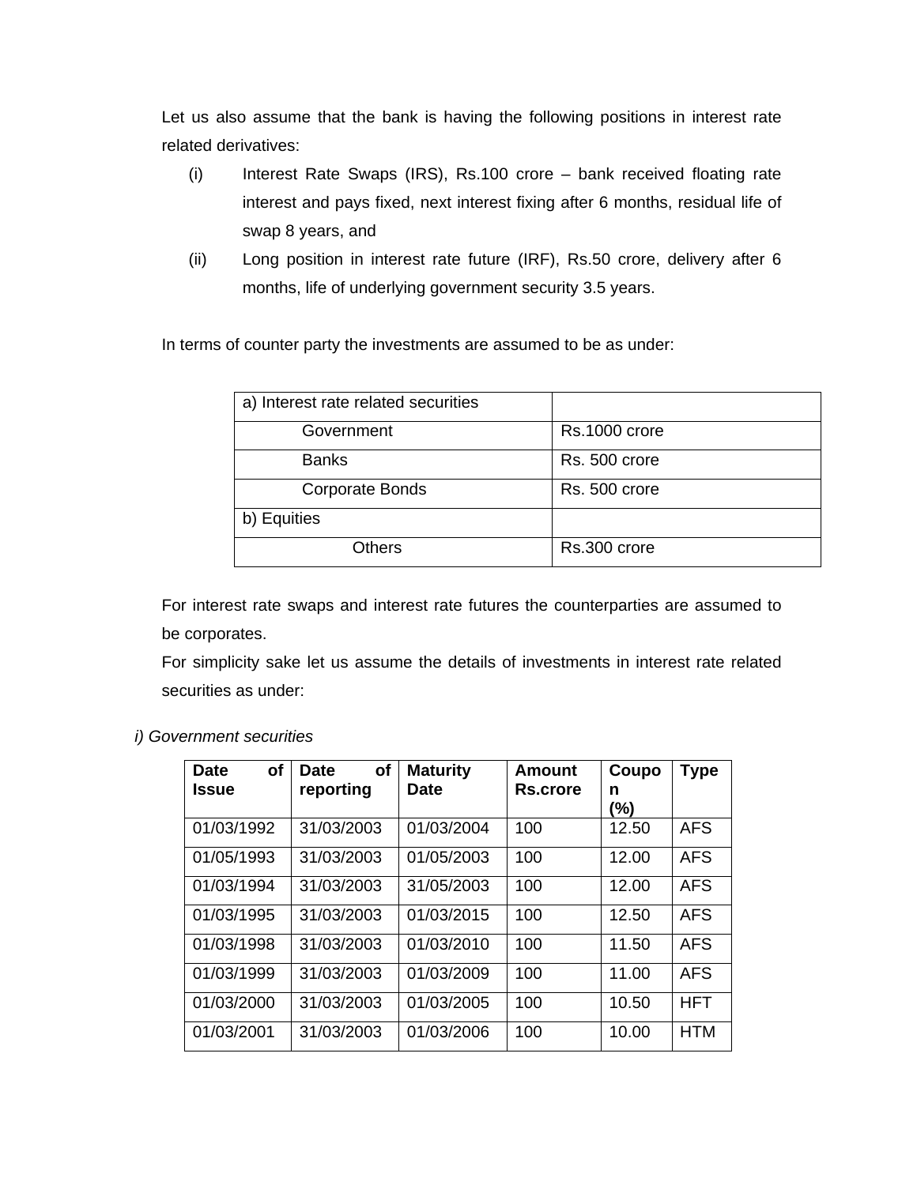Let us also assume that the bank is having the following positions in interest rate related derivatives:

(i) Interest Rate Swaps (IRS), Rs.100 crore – bank received floating rate interest and pays fixed, next interest fixing after 6 months, residual life of swap 8 years, and

(ii) Long position in interest rate future (IRF), Rs.50 crore, delivery after 6 months, life of underlying government security 3.5 years.

In terms of counter party the investments are assumed to be as under:

| a) Interest rate related securities | |
|---|---|
| Government | Rs.1000 crore |
| Banks | Rs. 500 crore |
| Corporate Bonds | Rs. 500 crore |
| b) Equities | |
| Others | Rs.300 crore |

For interest rate swaps and interest rate futures the counterparties are assumed to be corporates.

For simplicity sake let us assume the details of investments in interest rate related securities as under:

*i) Government securities*

| Date of Issue | Date of reporting | Maturity Date | Amount Rs.crore | Coupon (%) | Type |
|---|---|---|---|---|---|
| 01/03/1992 | 31/03/2003 | 01/03/2004 | 100 | 12.50 | AFS |
| 01/05/1993 | 31/03/2003 | 01/05/2003 | 100 | 12.00 | AFS |
| 01/03/1994 | 31/03/2003 | 31/05/2003 | 100 | 12.00 | AFS |
| 01/03/1995 | 31/03/2003 | 01/03/2015 | 100 | 12.50 | AFS |
| 01/03/1998 | 31/03/2003 | 01/03/2010 | 100 | 11.50 | AFS |
| 01/03/1999 | 31/03/2003 | 01/03/2009 | 100 | 11.00 | AFS |
| 01/03/2000 | 31/03/2003 | 01/03/2005 | 100 | 10.50 | HFT |
| 01/03/2001 | 31/03/2003 | 01/03/2006 | 100 | 10.00 | HTM |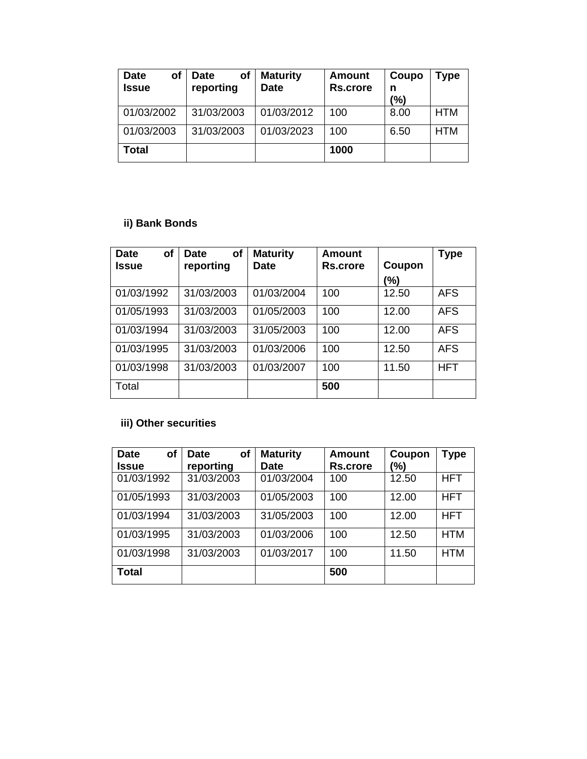| Date of Issue | Date of reporting | Maturity Date | Amount Rs.crore | Coupon (%) | Type |
|---|---|---|---|---|---|
| 01/03/2002 | 31/03/2003 | 01/03/2012 | 100 | 8.00 | HTM |
| 01/03/2003 | 31/03/2003 | 01/03/2023 | 100 | 6.50 | HTM |
| **Total** | | | **1000** | | |

**ii) Bank Bonds**

| Date of Issue | Date of reporting | Maturity Date | Amount Rs.crore | Coupon (%) | Type |
|---|---|---|---|---|---|
| 01/03/1992 | 31/03/2003 | 01/03/2004 | 100 | 12.50 | AFS |
| 01/05/1993 | 31/03/2003 | 01/05/2003 | 100 | 12.00 | AFS |
| 01/03/1994 | 31/03/2003 | 31/05/2003 | 100 | 12.00 | AFS |
| 01/03/1995 | 31/03/2003 | 01/03/2006 | 100 | 12.50 | AFS |
| 01/03/1998 | 31/03/2003 | 01/03/2007 | 100 | 11.50 | HFT |
| Total | | | **500** | | |

**iii) Other securities**

| Date of Issue | Date of reporting | Maturity Date | Amount Rs.crore | Coupon (%) | Type |
|---|---|---|---|---|---|
| 01/03/1992 | 31/03/2003 | 01/03/2004 | 100 | 12.50 | HFT |
| 01/05/1993 | 31/03/2003 | 01/05/2003 | 100 | 12.00 | HFT |
| 01/03/1994 | 31/03/2003 | 31/05/2003 | 100 | 12.00 | HFT |
| 01/03/1995 | 31/03/2003 | 01/03/2006 | 100 | 12.50 | HTM |
| 01/03/1998 | 31/03/2003 | 01/03/2017 | 100 | 11.50 | HTM |
| **Total** | | | **500** | | |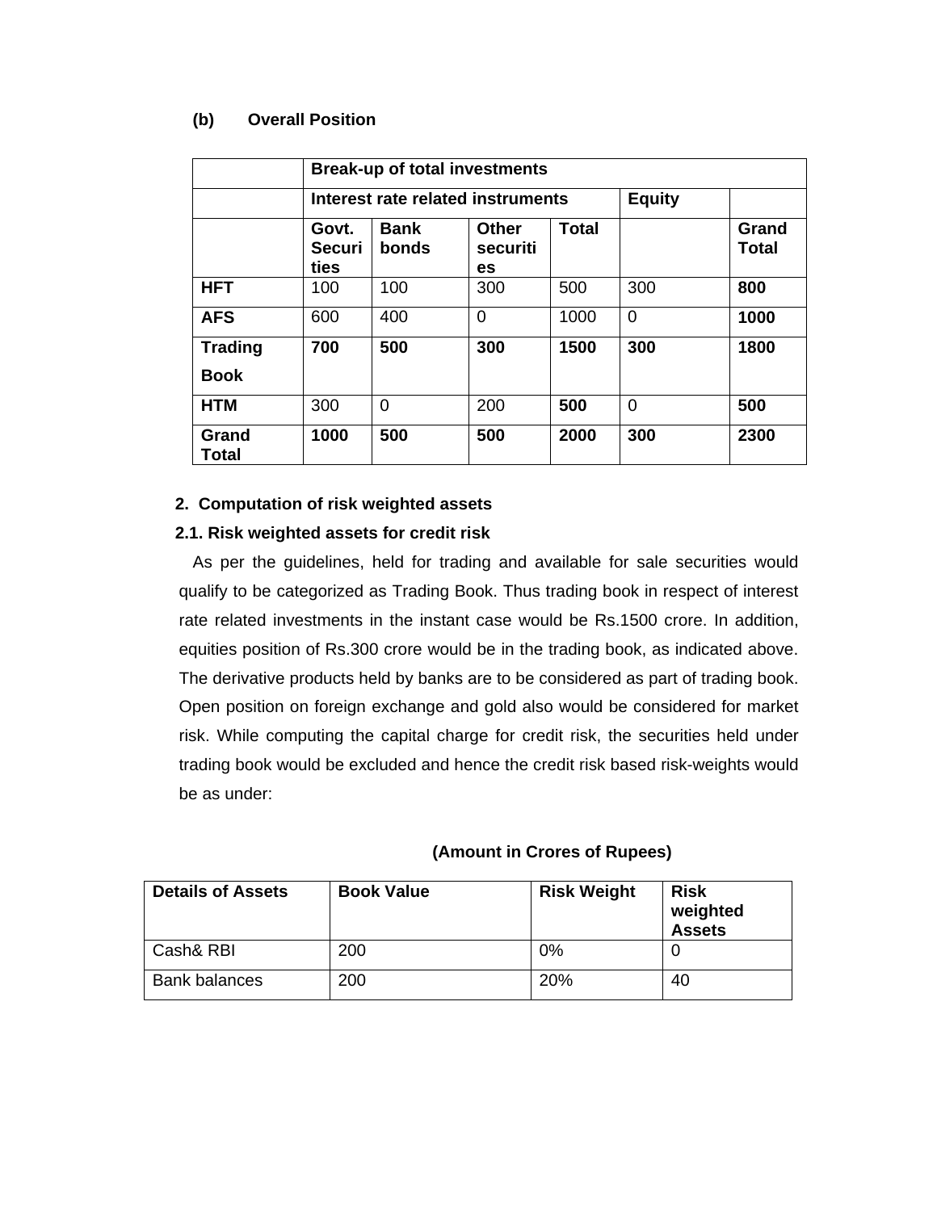**(b) Overall Position**

| | Break-up of total investments | | | | | |
|---|---|---|---|---|---|---|
| | **Interest rate related instruments** | | | | **Equity** | |
| | **Govt. Securities** | **Bank bonds** | **Other securities** | **Total** | | **Grand Total** |
| **HFT** | 100 | 100 | 300 | 500 | 300 | **800** |
| **AFS** | 600 | 400 | 0 | 1000 | 0 | **1000** |
| **Trading Book** | **700** | **500** | **300** | **1500** | **300** | **1800** |
| **HTM** | 300 | 0 | 200 | **500** | 0 | **500** |
| **Grand Total** | **1000** | **500** | **500** | **2000** | **300** | **2300** |

**2. Computation of risk weighted assets**

**2.1. Risk weighted assets for credit risk**

As per the guidelines, held for trading and available for sale securities would qualify to be categorized as Trading Book. Thus trading book in respect of interest rate related investments in the instant case would be Rs.1500 crore. In addition, equities position of Rs.300 crore would be in the trading book, as indicated above. The derivative products held by banks are to be considered as part of trading book. Open position on foreign exchange and gold also would be considered for market risk. While computing the capital charge for credit risk, the securities held under trading book would be excluded and hence the credit risk based risk-weights would be as under:

**(Amount in Crores of Rupees)**

| Details of Assets | Book Value | Risk Weight | Risk weighted Assets |
|---|---|---|---|
| Cash& RBI | 200 | 0% | 0 |
| Bank balances | 200 | 20% | 40 |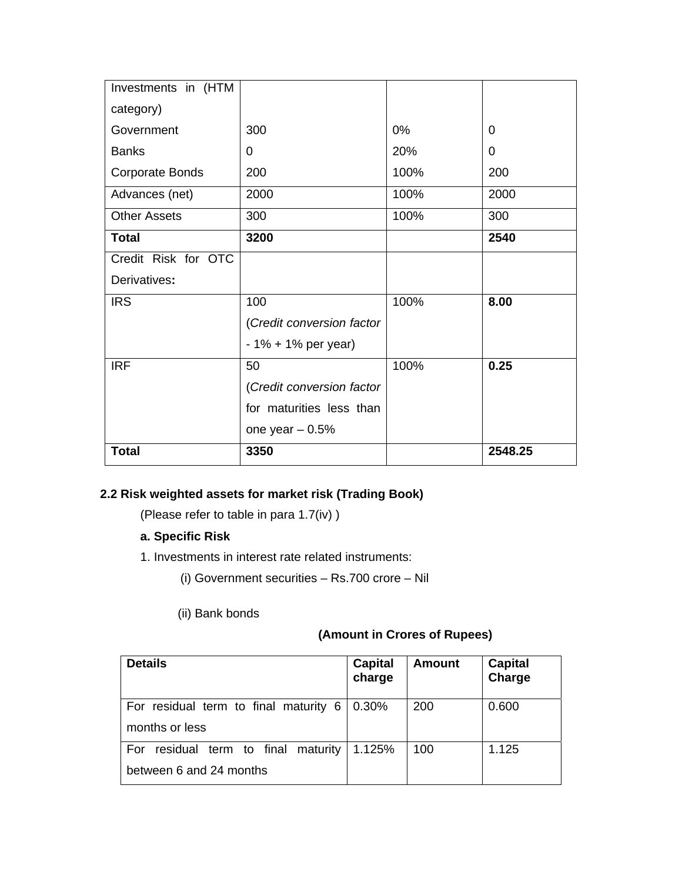| | | | |
|---|---|---|---|
| Investments in (HTM category)<br>Government<br>Banks<br>Corporate Bonds | <br><br>300<br>0<br>200 | <br><br>0%<br>20%<br>100% | <br><br>0<br>0<br>200 |
| Advances (net) | 2000 | 100% | 2000 |
| Other Assets | 300 | 100% | 300 |
| **Total** | **3200** | | **2540** |
| Credit Risk for OTC Derivatives**:** | | | |
| IRS | 100<br>(*Credit conversion factor* - 1% + 1% per year) | 100% | **8.00** |
| IRF | 50<br>(*Credit conversion factor* for maturities less than one year – 0.5% | 100% | **0.25** |
| **Total** | **3350** | | **2548.25** |

**2.2 Risk weighted assets for market risk (Trading Book)**

(Please refer to table in para 1.7(iv) )

**a. Specific Risk**

1. Investments in interest rate related instruments:

(i) Government securities – Rs.700 crore – Nil

(ii) Bank bonds

**(Amount in Crores of Rupees)**

| **Details** | **Capital charge** | **Amount** | **Capital Charge** |
|---|---|---|---|
| For residual term to final maturity 6 months or less | 0.30% | 200 | 0.600 |
| For residual term to final maturity between 6 and 24 months | 1.125% | 100 | 1.125 |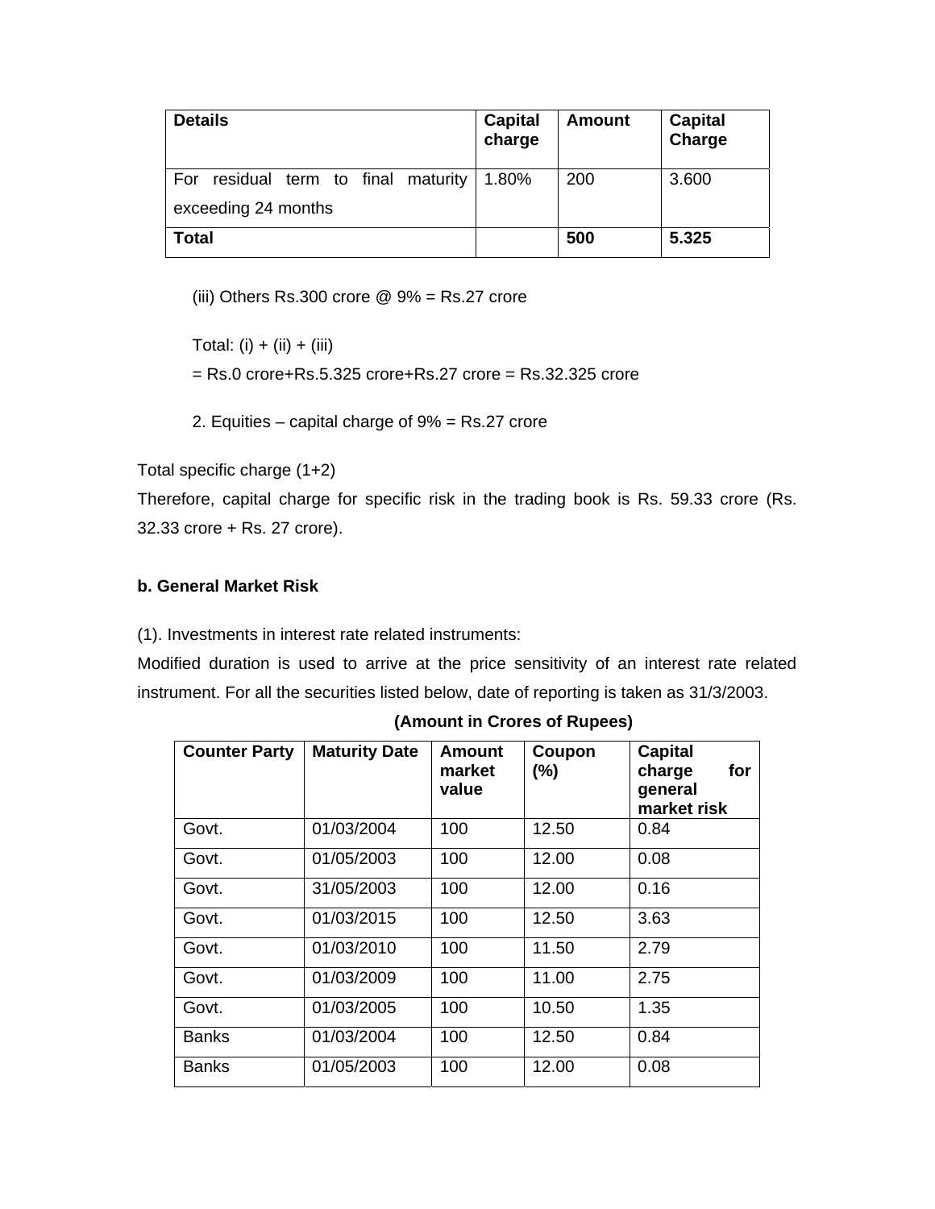| Details | Capital charge | Amount | Capital Charge |
|---|---|---|---|
| For residual term to final maturity exceeding 24 months | 1.80% | 200 | 3.600 |
| **Total** | | **500** | **5.325** |

(iii) Others Rs.300 crore @ 9% = Rs.27 crore

Total: (i) + (ii) + (iii)

= Rs.0 crore+Rs.5.325 crore+Rs.27 crore = Rs.32.325 crore

2. Equities – capital charge of 9% = Rs.27 crore

Total specific charge (1+2)

Therefore, capital charge for specific risk in the trading book is Rs. 59.33 crore (Rs. 32.33 crore + Rs. 27 crore).

**b. General Market Risk**

(1). Investments in interest rate related instruments:

Modified duration is used to arrive at the price sensitivity of an interest rate related instrument. For all the securities listed below, date of reporting is taken as 31/3/2003.

**(Amount in Crores of Rupees)**

| Counter Party | Maturity Date | Amount market value | Coupon (%) | Capital charge for general market risk |
|---|---|---|---|---|
| Govt. | 01/03/2004 | 100 | 12.50 | 0.84 |
| Govt. | 01/05/2003 | 100 | 12.00 | 0.08 |
| Govt. | 31/05/2003 | 100 | 12.00 | 0.16 |
| Govt. | 01/03/2015 | 100 | 12.50 | 3.63 |
| Govt. | 01/03/2010 | 100 | 11.50 | 2.79 |
| Govt. | 01/03/2009 | 100 | 11.00 | 2.75 |
| Govt. | 01/03/2005 | 100 | 10.50 | 1.35 |
| Banks | 01/03/2004 | 100 | 12.50 | 0.84 |
| Banks | 01/05/2003 | 100 | 12.00 | 0.08 |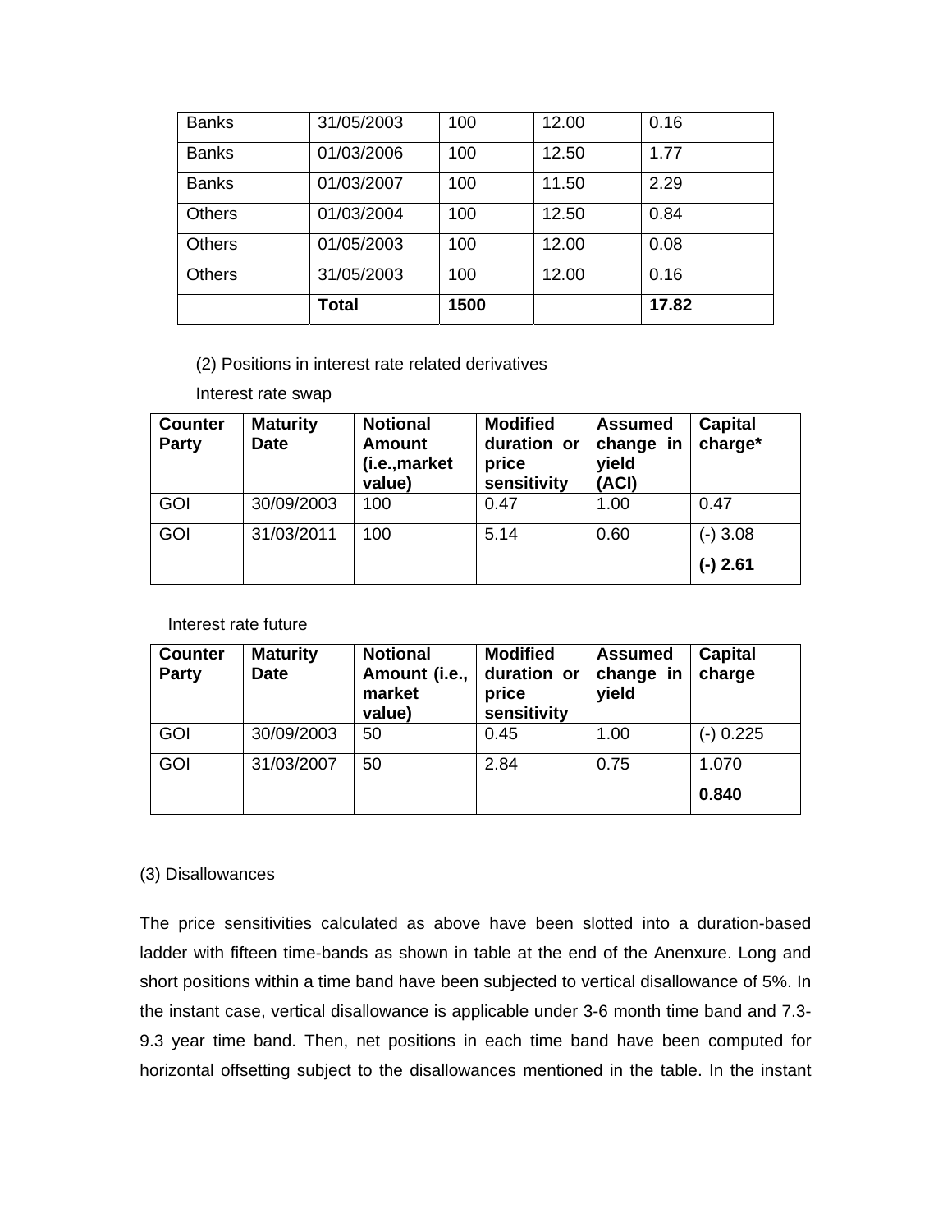| Banks | 31/05/2003 | 100 | 12.00 | 0.16 |
|---|---|---|---|---|
| Banks | 01/03/2006 | 100 | 12.50 | 1.77 |
| Banks | 01/03/2007 | 100 | 11.50 | 2.29 |
| Others | 01/03/2004 | 100 | 12.50 | 0.84 |
| Others | 01/05/2003 | 100 | 12.00 | 0.08 |
| Others | 31/05/2003 | 100 | 12.00 | 0.16 |
| | **Total** | **1500** | | **17.82** |

(2) Positions in interest rate related derivatives

Interest rate swap

| Counter Party | Maturity Date | Notional Amount (i.e.,market value) | Modified duration or price sensitivity | Assumed change in yield (ACI) | Capital charge* |
|---|---|---|---|---|---|
| GOI | 30/09/2003 | 100 | 0.47 | 1.00 | 0.47 |
| GOI | 31/03/2011 | 100 | 5.14 | 0.60 | (-) 3.08 |
| | | | | | **(-) 2.61** |

Interest rate future

| Counter Party | Maturity Date | Notional Amount (i.e., market value) | Modified duration or price sensitivity | Assumed change in yield | Capital charge |
|---|---|---|---|---|---|
| GOI | 30/09/2003 | 50 | 0.45 | 1.00 | (-) 0.225 |
| GOI | 31/03/2007 | 50 | 2.84 | 0.75 | 1.070 |
| | | | | | **0.840** |

(3) Disallowances

The price sensitivities calculated as above have been slotted into a duration-based ladder with fifteen time-bands as shown in table at the end of the Anenxure. Long and short positions within a time band have been subjected to vertical disallowance of 5%. In the instant case, vertical disallowance is applicable under 3-6 month time band and 7.3-9.3 year time band. Then, net positions in each time band have been computed for horizontal offsetting subject to the disallowances mentioned in the table. In the instant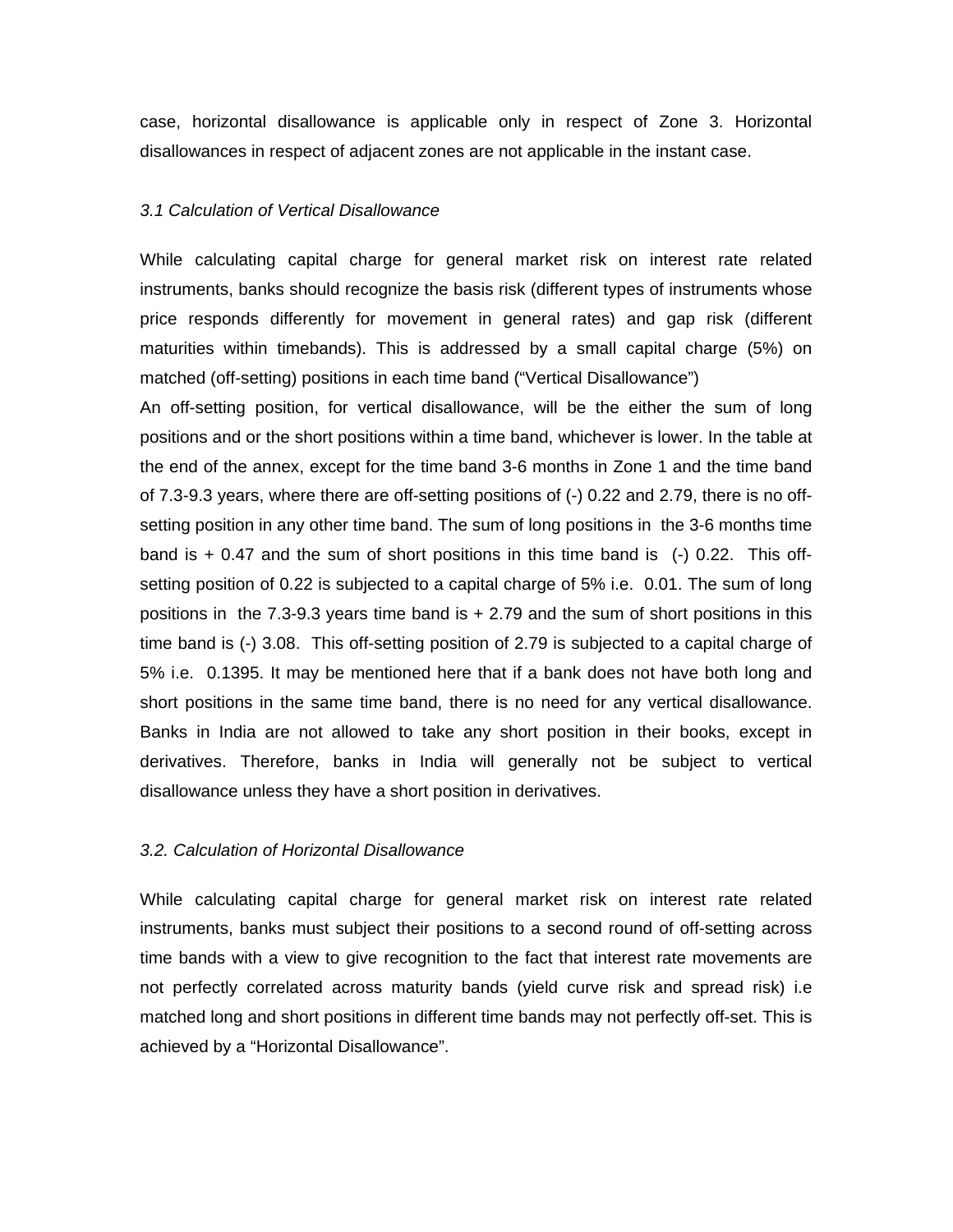case, horizontal disallowance is applicable only in respect of Zone 3. Horizontal disallowances in respect of adjacent zones are not applicable in the instant case.

*3.1 Calculation of Vertical Disallowance*

While calculating capital charge for general market risk on interest rate related instruments, banks should recognize the basis risk (different types of instruments whose price responds differently for movement in general rates) and gap risk (different maturities within timebands). This is addressed by a small capital charge (5%) on matched (off-setting) positions in each time band ("Vertical Disallowance")

An off-setting position, for vertical disallowance, will be the either the sum of long positions and or the short positions within a time band, whichever is lower. In the table at the end of the annex, except for the time band 3-6 months in Zone 1 and the time band of 7.3-9.3 years, where there are off-setting positions of (-) 0.22 and 2.79, there is no off-setting position in any other time band. The sum of long positions in the 3-6 months time band is + 0.47 and the sum of short positions in this time band is (-) 0.22. This off-setting position of 0.22 is subjected to a capital charge of 5% i.e. 0.01. The sum of long positions in the 7.3-9.3 years time band is + 2.79 and the sum of short positions in this time band is (-) 3.08. This off-setting position of 2.79 is subjected to a capital charge of 5% i.e. 0.1395. It may be mentioned here that if a bank does not have both long and short positions in the same time band, there is no need for any vertical disallowance. Banks in India are not allowed to take any short position in their books, except in derivatives. Therefore, banks in India will generally not be subject to vertical disallowance unless they have a short position in derivatives.

*3.2. Calculation of Horizontal Disallowance*

While calculating capital charge for general market risk on interest rate related instruments, banks must subject their positions to a second round of off-setting across time bands with a view to give recognition to the fact that interest rate movements are not perfectly correlated across maturity bands (yield curve risk and spread risk) i.e matched long and short positions in different time bands may not perfectly off-set. This is achieved by a "Horizontal Disallowance".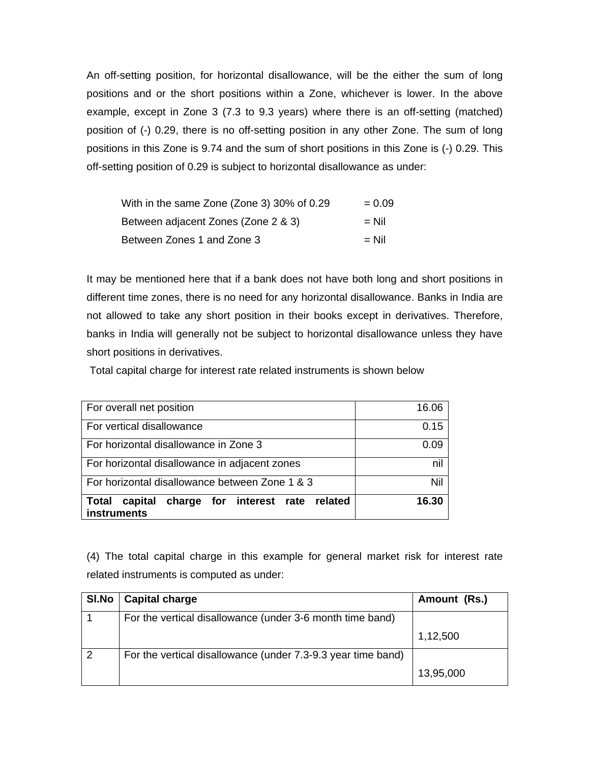An off-setting position, for horizontal disallowance, will be the either the sum of long positions and or the short positions within a Zone, whichever is lower. In the above example, except in Zone 3 (7.3 to 9.3 years) where there is an off-setting (matched) position of (-) 0.29, there is no off-setting position in any other Zone. The sum of long positions in this Zone is 9.74 and the sum of short positions in this Zone is (-) 0.29. This off-setting position of 0.29 is subject to horizontal disallowance as under:

| | |
|---|---|
| With in the same Zone (Zone 3) 30% of 0.29 | = 0.09 |
| Between adjacent Zones (Zone 2 & 3) | = Nil |
| Between Zones 1 and Zone 3 | = Nil |

It may be mentioned here that if a bank does not have both long and short positions in different time zones, there is no need for any horizontal disallowance. Banks in India are not allowed to take any short position in their books except in derivatives. Therefore, banks in India will generally not be subject to horizontal disallowance unless they have short positions in derivatives.

Total capital charge for interest rate related instruments is shown below

| | |
|---|---:|
| For overall net position | 16.06 |
| For vertical disallowance | 0.15 |
| For horizontal disallowance in Zone 3 | 0.09 |
| For horizontal disallowance in adjacent zones | nil |
| For horizontal disallowance between Zone 1 & 3 | Nil |
| **Total capital charge for interest rate related instruments** | **16.30** |

(4) The total capital charge in this example for general market risk for interest rate related instruments is computed as under:

| Sl.No | Capital charge | Amount (Rs.) |
|---|---|---|
| 1 | For the vertical disallowance (under 3-6 month time band) | 1,12,500 |
| 2 | For the vertical disallowance (under 7.3-9.3 year time band) | 13,95,000 |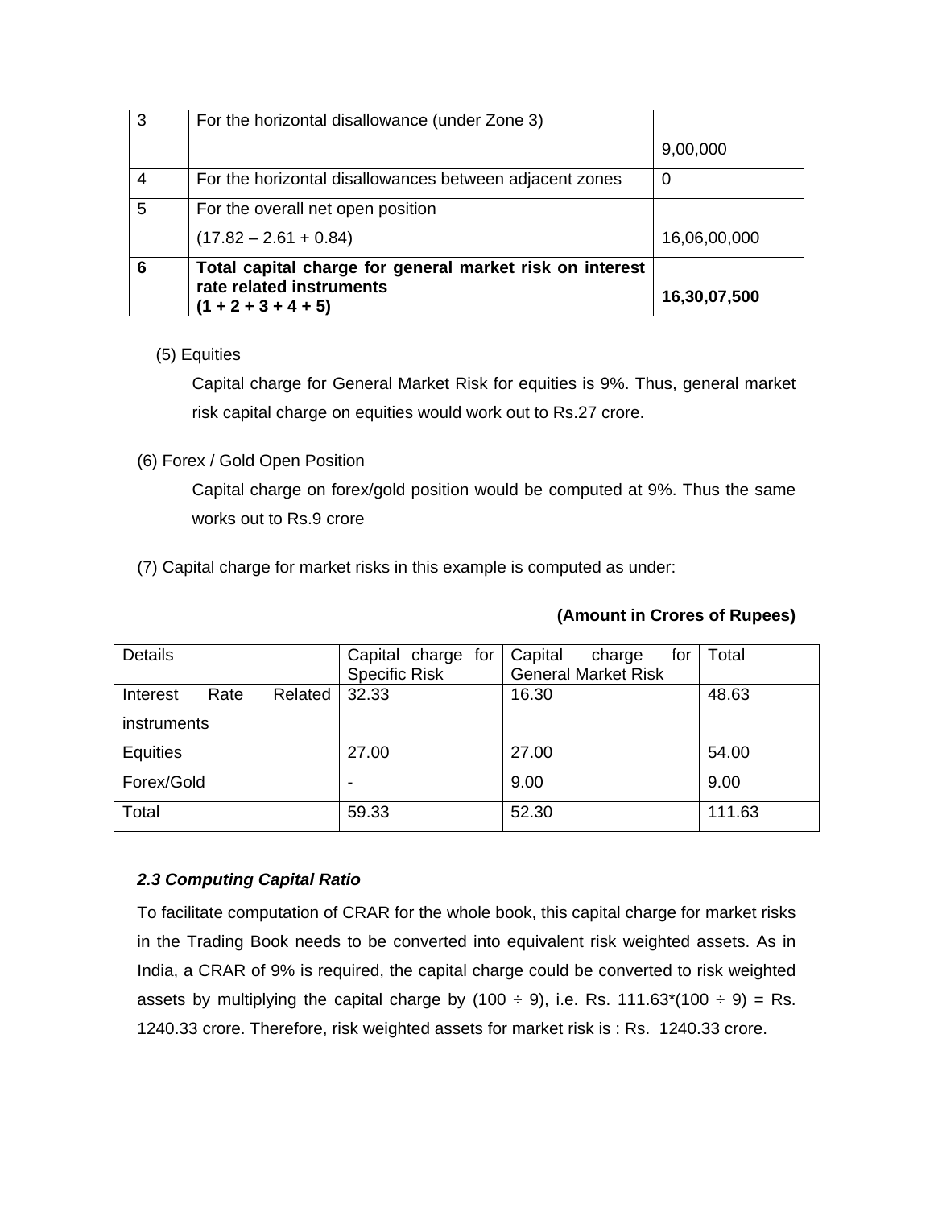| 3 | For the horizontal disallowance (under Zone 3) | 9,00,000 |
|---|---|---|
| 4 | For the horizontal disallowances between adjacent zones | 0 |
| 5 | For the overall net open position<br>(17.82 – 2.61 + 0.84) | 16,06,00,000 |
| **6** | **Total capital charge for general market risk on interest rate related instruments (1 + 2 + 3 + 4 + 5)** | **16,30,07,500** |

(5) Equities

Capital charge for General Market Risk for equities is 9%. Thus, general market risk capital charge on equities would work out to Rs.27 crore.

(6) Forex / Gold Open Position

Capital charge on forex/gold position would be computed at 9%. Thus the same works out to Rs.9 crore

(7) Capital charge for market risks in this example is computed as under:

**(Amount in Crores of Rupees)**

| Details | Capital charge for Specific Risk | Capital charge for General Market Risk | Total |
|---|---|---|---|
| Interest Rate Related instruments | 32.33 | 16.30 | 48.63 |
| Equities | 27.00 | 27.00 | 54.00 |
| Forex/Gold | - | 9.00 | 9.00 |
| Total | 59.33 | 52.30 | 111.63 |

### *2.3 Computing Capital Ratio*

To facilitate computation of CRAR for the whole book, this capital charge for market risks in the Trading Book needs to be converted into equivalent risk weighted assets. As in India, a CRAR of 9% is required, the capital charge could be converted to risk weighted assets by multiplying the capital charge by (100 ÷ 9), i.e. Rs. 111.63*(100 ÷ 9) = Rs. 1240.33 crore. Therefore, risk weighted assets for market risk is : Rs. 1240.33 crore.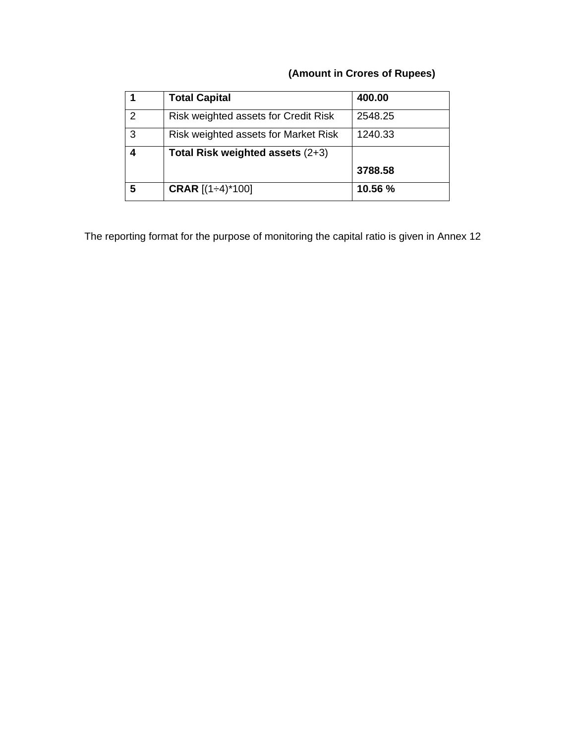**(Amount in Crores of Rupees)**

| **1** | **Total Capital** | **400.00** |
|---|---|---|
| 2 | Risk weighted assets for Credit Risk | 2548.25 |
| 3 | Risk weighted assets for Market Risk | 1240.33 |
| **4** | **Total Risk weighted assets** (2+3) | **3788.58** |
| **5** | **CRAR** [(1÷4)*100] | **10.56 %** |

The reporting format for the purpose of monitoring the capital ratio is given in Annex 12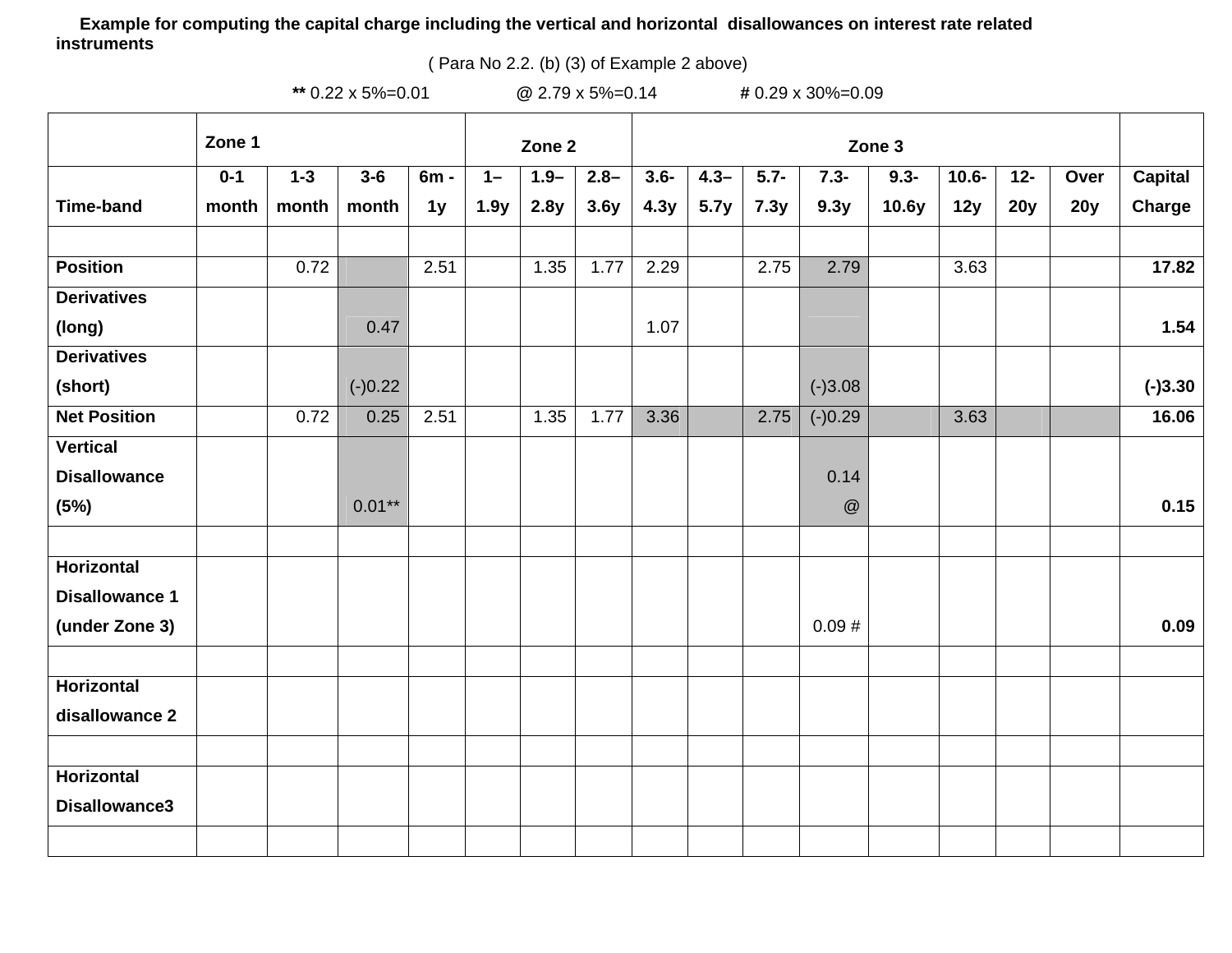**Example for computing the capital charge including the vertical and horizontal disallowances on interest rate related instruments**

( Para No 2.2. (b) (3) of Example 2 above)

** 0.22 x 5%=0.01 @ 2.79 x 5%=0.14 # 0.29 x 30%=0.09

| | Zone 1 | | | | Zone 2 | | | Zone 3 | | | | | | | | |
|---|---|---|---|---|---|---|---|---|---|---|---|---|---|---|---|---|
| Time-band | 0-1 month | 1-3 month | 3-6 month | 6m - 1y | 1– 1.9y | 1.9– 2.8y | 2.8– 3.6y | 3.6- 4.3y | 4.3– 5.7y | 5.7- 7.3y | 7.3- 9.3y | 9.3- 10.6y | 10.6- 12y | 12- 20y | Over 20y | Capital Charge |
| | | | | | | | | | | | | | | | | |
| Position | | 0.72 | | 2.51 | | 1.35 | 1.77 | 2.29 | | 2.75 | 2.79 | | 3.63 | | | 17.82 |
| Derivatives (long) | | | 0.47 | | | | | 1.07 | | | | | | | | 1.54 |
| Derivatives (short) | | | (-)0.22 | | | | | | | | (-)3.08 | | | | | (-)3.30 |
| Net Position | | 0.72 | 0.25 | 2.51 | | 1.35 | 1.77 | 3.36 | | 2.75 | (-)0.29 | | 3.63 | | | 16.06 |
| Vertical Disallowance (5%) | | | 0.01** | | | | | | | | 0.14 @ | | | | | 0.15 |
| | | | | | | | | | | | | | | | | |
| Horizontal Disallowance 1 (under Zone 3) | | | | | | | | | | | 0.09 # | | | | | 0.09 |
| | | | | | | | | | | | | | | | | |
| Horizontal disallowance 2 | | | | | | | | | | | | | | | | |
| | | | | | | | | | | | | | | | | |
| Horizontal Disallowance3 | | | | | | | | | | | | | | | | |
| | | | | | | | | | | | | | | | | |